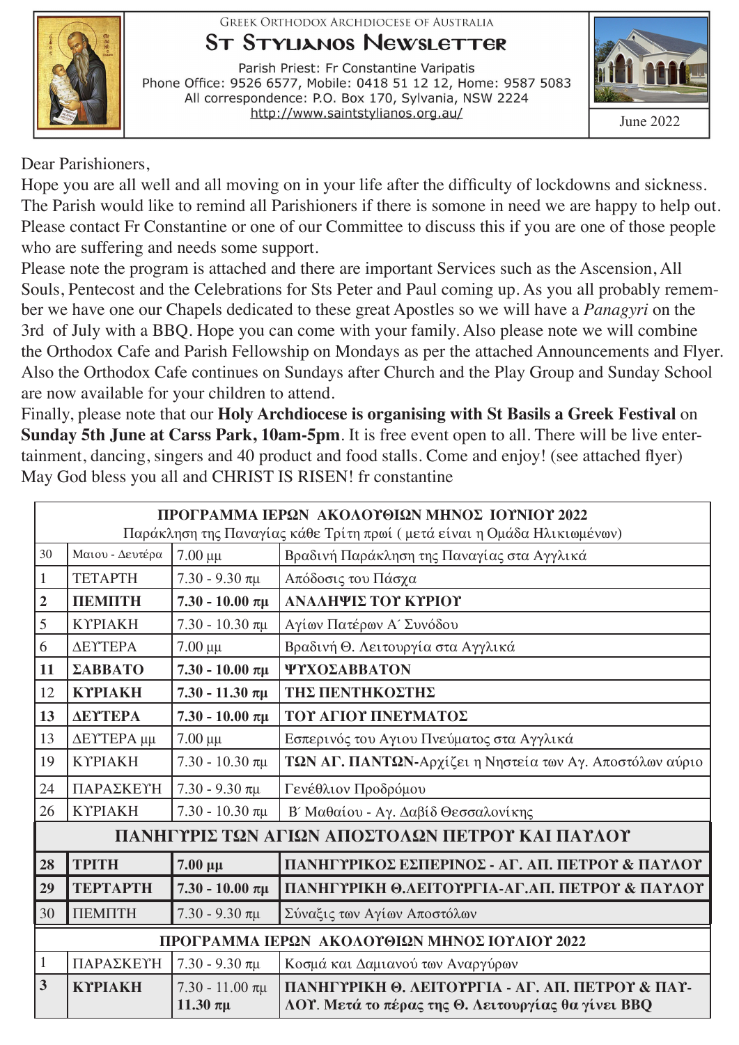GREEK ORTHODOX ARCHDIOCESE OF AUSTRALIA

# St Stylianos Newsletter

Parish Priest: Fr Constantine Varipatis
Phone Office: 9526 6577, Mobile: 0418 51 12 12, Home: 9587 5083
All correspondence: P.O. Box 170, Sylvania, NSW 2224
http://www.saintstylianos.org.au/

June 2022

Dear Parishioners,
Hope you are all well and all moving on in your life after the difficulty of lockdowns and sickness. The Parish would like to remind all Parishioners if there is somone in need we are happy to help out. Please contact Fr Constantine or one of our Committee to discuss this if you are one of those people who are suffering and needs some support.
Please note the program is attached and there are important Services such as the Ascension, All Souls, Pentecost and the Celebrations for Sts Peter and Paul coming up. As you all probably remember we have one our Chapels dedicated to these great Apostles so we will have a *Panagyri* on the 3rd of July with a BBQ. Hope you can come with your family. Also please note we will combine the Orthodox Cafe and Parish Fellowship on Mondays as per the attached Announcements and Flyer. Also the Orthodox Cafe continues on Sundays after Church and the Play Group and Sunday School are now available for your children to attend.
Finally, please note that our **Holy Archdiocese is organising with St Basils a Greek Festival** on **Sunday 5th June at Carss Park, 10am-5pm**. It is free event open to all. There will be live entertainment, dancing, singers and 40 product and food stalls. Come and enjoy! (see attached flyer)
May God bless you all and CHRIST IS RISEN! fr constantine

| **ΠΡΟΓΡΑΜΜΑ ΙΕΡΩΝ ΑΚΟΛΟΥΘΙΩΝ ΜΗΝΟΣ ΙΟΥΝΙΟΥ 2022** Παράκληση της Παναγίας κάθε Τρίτη πρωί ( μετά είναι η Ομάδα Ηλικιωμένων) | | | |
|---|---|---|---|
| 30 | Μαιου - Δευτέρα | 7.00 μμ | Βραδινή Παράκληση της Παναγίας στα Αγγλικά |
| 1 | ΤΕΤΑΡΤΗ | 7.30 - 9.30 πμ | Απόδοσις του Πάσχα |
| **2** | **ΠΕΜΠΤΗ** | **7.30 - 10.00 πμ** | **ΑΝΑΛΗΨΙΣ ΤΟΥ ΚΥΡΙΟΥ** |
| 5 | ΚΥΡΙΑΚΗ | 7.30 - 10.30 πμ | Αγίων Πατέρων Α΄ Συνόδου |
| 6 | ΔΕΥΤΕΡΑ | 7.00 μμ | Βραδινή Θ. Λειτουργία στα Αγγλικά |
| **11** | **ΣΑΒΒΑΤΟ** | **7.30 - 10.00 πμ** | **ΨΥΧΟΣΑΒΒΑΤΟΝ** |
| 12 | **ΚΥΡΙΑΚΗ** | **7.30 - 11.30 πμ** | **ΤΗΣ ΠΕΝΤΗΚΟΣΤΗΣ** |
| **13** | **ΔΕΥΤΕΡΑ** | **7.30 - 10.00 πμ** | **ΤΟΥ ΑΓΙΟΥ ΠΝΕΥΜΑΤΟΣ** |
| 13 | ΔΕΥΤΕΡΑ μμ | 7.00 μμ | Εσπερινός του Αγιου Πνεύματος στα Αγγλικά |
| 19 | ΚΥΡΙΑΚΗ | 7.30 - 10.30 πμ | **ΤΩΝ ΑΓ. ΠΑΝΤΩΝ**-Αρχίζει η Νηστεία των Αγ. Αποστόλων αύριο |
| 24 | ΠΑΡΑΣΚΕΥΗ | 7.30 - 9.30 πμ | Γενέθλιον Προδρόμου |
| 26 | ΚΥΡΙΑΚΗ | 7.30 - 10.30 πμ | Β΄ Ματθαίου - Αγ. Δαβίδ Θεσσαλονίκης |
| **ΠΑΝΗΓΥΡΙΣ ΤΩΝ ΑΓΙΩΝ ΑΠΟΣΤΟΛΩΝ ΠΕΤΡΟΥ ΚΑΙ ΠΑΥΛΟΥ** | | | |
| **28** | **ΤΡΙΤΗ** | **7.00 μμ** | **ΠΑΝΗΓΥΡΙΚΟΣ ΕΣΠΕΡΙΝΟΣ - ΑΓ. ΑΠ. ΠΕΤΡΟΥ & ΠΑΥΛΟΥ** |
| **29** | **ΤΕΡΤΑΡΤΗ** | **7.30 - 10.00 πμ** | **ΠΑΝΗΓΥΡΙΚΗ Θ.ΛΕΙΤΟΥΡΓΙΑ-ΑΓ.ΑΠ. ΠΕΤΡΟΥ & ΠΑΥΛΟΥ** |
| 30 | ΠΕΜΠΤΗ | 7.30 - 9.30 πμ | Σύναξις των Αγίων Αποστόλων |
| **ΠΡΟΓΡΑΜΜΑ ΙΕΡΩΝ ΑΚΟΛΟΥΘΙΩΝ ΜΗΝΟΣ ΙΟΥΛΙΟΥ 2022** | | | |
| 1 | ΠΑΡΑΣΚΕΥΗ | 7.30 - 9.30 πμ | Κοσμά και Δαμιανού των Αναργύρων |
| **3** | **ΚΥΡΙΑΚΗ** | 7.30 - 11.00 πμ **11.30 πμ** | **ΠΑΝΗΓΥΡΙΚΗ Θ. ΛΕΙΤΟΥΡΓΙΑ - ΑΓ. ΑΠ. ΠΕΤΡΟΥ & ΠΑΥΛΟΥ. Μετά το πέρας της Θ. Λειτουργίας θα γίνει BBQ** |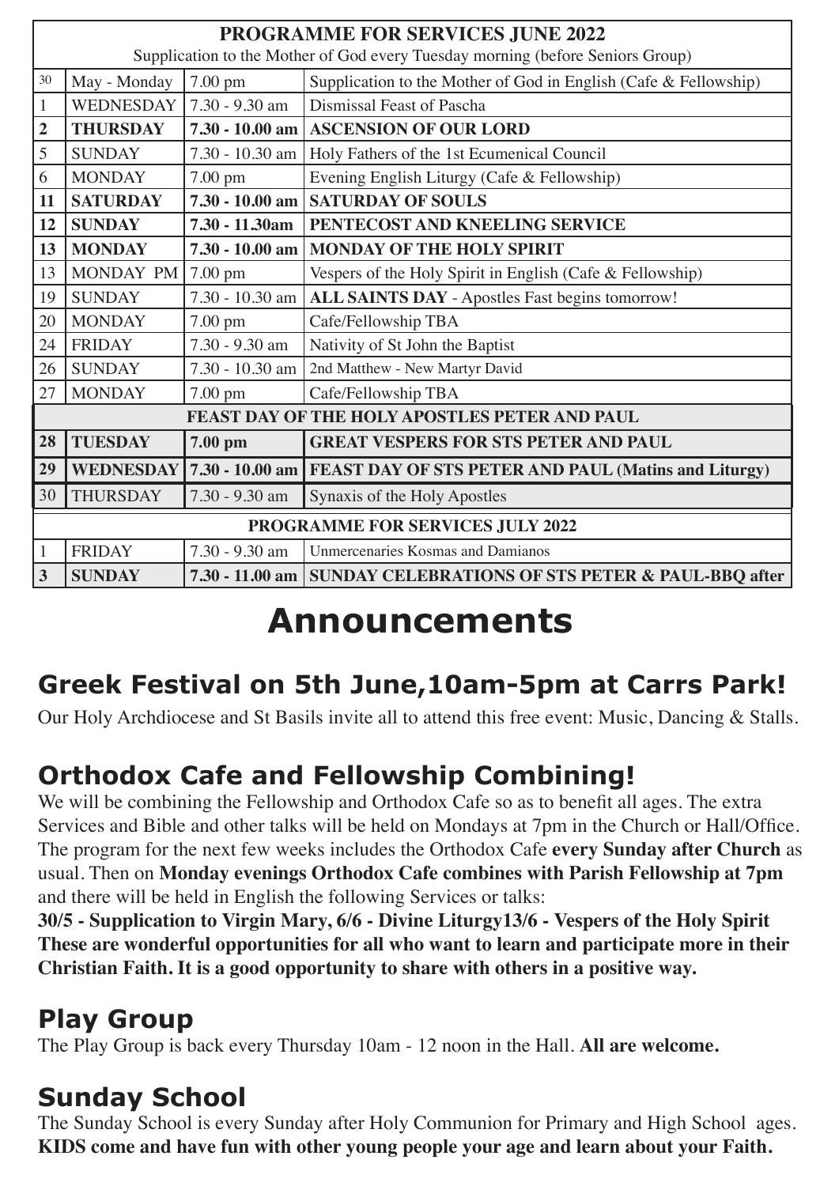| PROGRAMME FOR SERVICES JUNE 2022 | | | |
|---|---|---|---|
| Supplication to the Mother of God every Tuesday morning (before Seniors Group) | | | |
| 30 | May - Monday | 7.00 pm | Supplication to the Mother of God in English (Cafe & Fellowship) |
| 1 | WEDNESDAY | 7.30 - 9.30 am | Dismissal Feast of Pascha |
| **2** | **THURSDAY** | **7.30 - 10.00 am** | **ASCENSION OF OUR LORD** |
| 5 | SUNDAY | 7.30 - 10.30 am | Holy Fathers of the 1st Ecumenical Council |
| 6 | MONDAY | 7.00 pm | Evening English Liturgy (Cafe & Fellowship) |
| **11** | **SATURDAY** | **7.30 - 10.00 am** | **SATURDAY OF SOULS** |
| **12** | **SUNDAY** | **7.30 - 11.30am** | **PENTECOST AND KNEELING SERVICE** |
| **13** | **MONDAY** | **7.30 - 10.00 am** | **MONDAY OF THE HOLY SPIRIT** |
| 13 | MONDAY PM | 7.00 pm | Vespers of the Holy Spirit in English (Cafe & Fellowship) |
| 19 | SUNDAY | 7.30 - 10.30 am | **ALL SAINTS DAY** - Apostles Fast begins tomorrow! |
| 20 | MONDAY | 7.00 pm | Cafe/Fellowship TBA |
| 24 | FRIDAY | 7.30 - 9.30 am | Nativity of St John the Baptist |
| 26 | SUNDAY | 7.30 - 10.30 am | 2nd Matthew - New Martyr David |
| 27 | MONDAY | 7.00 pm | Cafe/Fellowship TBA |
| **FEAST DAY OF THE HOLY APOSTLES PETER AND PAUL** | | | |
| **28** | **TUESDAY** | **7.00 pm** | **GREAT VESPERS FOR STS PETER AND PAUL** |
| **29** | **WEDNESDAY** | **7.30 - 10.00 am** | **FEAST DAY OF STS PETER AND PAUL (Matins and Liturgy)** |
| 30 | THURSDAY | 7.30 - 9.30 am | Synaxis of the Holy Apostles |
| **PROGRAMME FOR SERVICES JULY 2022** | | | |
| 1 | FRIDAY | 7.30 - 9.30 am | Unmercenaries Kosmas and Damianos |
| **3** | **SUNDAY** | **7.30 - 11.00 am** | **SUNDAY CELEBRATIONS OF STS PETER & PAUL-BBQ after** |

# Announcements

## Greek Festival on 5th June,10am-5pm at Carrs Park!

Our Holy Archdiocese and St Basils invite all to attend this free event: Music, Dancing & Stalls.

## Orthodox Cafe and Fellowship Combining!

We will be combining the Fellowship and Orthodox Cafe so as to benefit all ages. The extra Services and Bible and other talks will be held on Mondays at 7pm in the Church or Hall/Office. The program for the next few weeks includes the Orthodox Cafe **every Sunday after Church** as usual. Then on **Monday evenings Orthodox Cafe combines with Parish Fellowship at 7pm** and there will be held in English the following Services or talks:

**30/5 - Supplication to Virgin Mary, 6/6 - Divine Liturgy13/6 - Vespers of the Holy Spirit These are wonderful opportunities for all who want to learn and participate more in their Christian Faith. It is a good opportunity to share with others in a positive way.**

## Play Group

The Play Group is back every Thursday 10am - 12 noon in the Hall. **All are welcome.**

## Sunday School

The Sunday School is every Sunday after Holy Communion for Primary and High School ages. **KIDS come and have fun with other young people your age and learn about your Faith.**